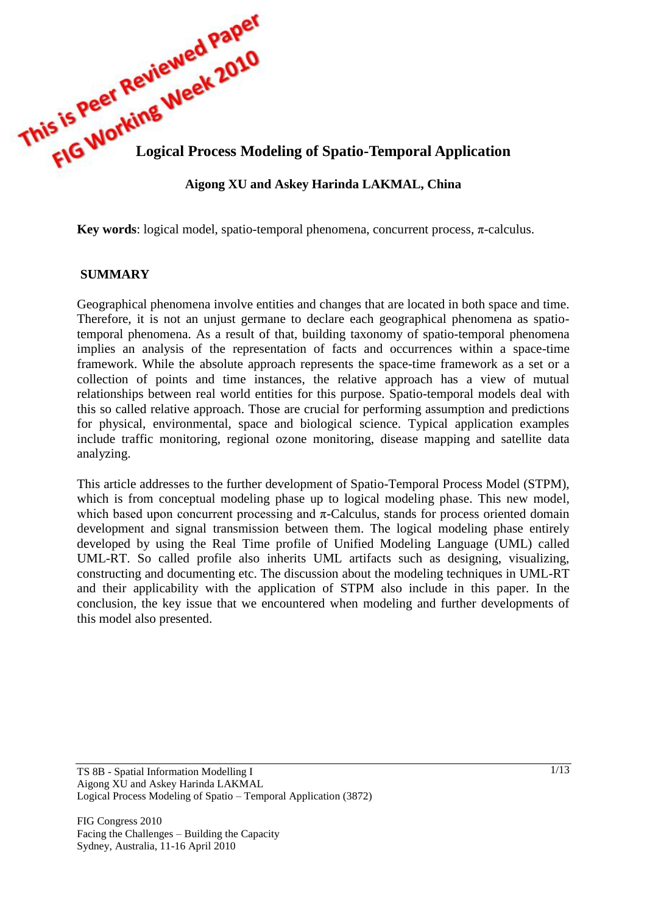This is Peer Reviewed Paper
FIG Working Week 2010

# Logical Process Modeling of Spatio-Temporal Application

**Aigong XU and Askey Harinda LAKMAL, China**

**Key words**: logical model, spatio-temporal phenomena, concurrent process, π-calculus.

## SUMMARY

Geographical phenomena involve entities and changes that are located in both space and time. Therefore, it is not an unjust germane to declare each geographical phenomena as spatio-temporal phenomena. As a result of that, building taxonomy of spatio-temporal phenomena implies an analysis of the representation of facts and occurrences within a space-time framework. While the absolute approach represents the space-time framework as a set or a collection of points and time instances, the relative approach has a view of mutual relationships between real world entities for this purpose. Spatio-temporal models deal with this so called relative approach. Those are crucial for performing assumption and predictions for physical, environmental, space and biological science. Typical application examples include traffic monitoring, regional ozone monitoring, disease mapping and satellite data analyzing.

This article addresses to the further development of Spatio-Temporal Process Model (STPM), which is from conceptual modeling phase up to logical modeling phase. This new model, which based upon concurrent processing and π-Calculus, stands for process oriented domain development and signal transmission between them. The logical modeling phase entirely developed by using the Real Time profile of Unified Modeling Language (UML) called UML-RT. So called profile also inherits UML artifacts such as designing, visualizing, constructing and documenting etc. The discussion about the modeling techniques in UML-RT and their applicability with the application of STPM also include in this paper. In the conclusion, the key issue that we encountered when modeling and further developments of this model also presented.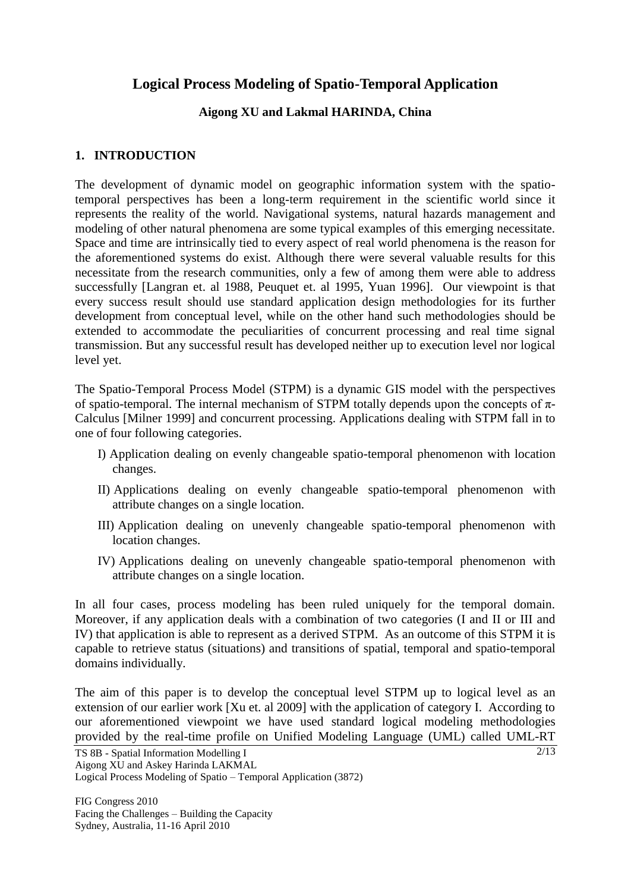# Logical Process Modeling of Spatio-Temporal Application

### Aigong XU and Lakmal HARINDA, China

## 1. INTRODUCTION

The development of dynamic model on geographic information system with the spatio-temporal perspectives has been a long-term requirement in the scientific world since it represents the reality of the world. Navigational systems, natural hazards management and modeling of other natural phenomena are some typical examples of this emerging necessitate. Space and time are intrinsically tied to every aspect of real world phenomena is the reason for the aforementioned systems do exist. Although there were several valuable results for this necessitate from the research communities, only a few of among them were able to address successfully [Langran et. al 1988, Peuquet et. al 1995, Yuan 1996]. Our viewpoint is that every success result should use standard application design methodologies for its further development from conceptual level, while on the other hand such methodologies should be extended to accommodate the peculiarities of concurrent processing and real time signal transmission. But any successful result has developed neither up to execution level nor logical level yet.

The Spatio-Temporal Process Model (STPM) is a dynamic GIS model with the perspectives of spatio-temporal. The internal mechanism of STPM totally depends upon the concepts of π-Calculus [Milner 1999] and concurrent processing. Applications dealing with STPM fall in to one of four following categories.

I) Application dealing on evenly changeable spatio-temporal phenomenon with location changes.

II) Applications dealing on evenly changeable spatio-temporal phenomenon with attribute changes on a single location.

III) Application dealing on unevenly changeable spatio-temporal phenomenon with location changes.

IV) Applications dealing on unevenly changeable spatio-temporal phenomenon with attribute changes on a single location.

In all four cases, process modeling has been ruled uniquely for the temporal domain. Moreover, if any application deals with a combination of two categories (I and II or III and IV) that application is able to represent as a derived STPM. As an outcome of this STPM it is capable to retrieve status (situations) and transitions of spatial, temporal and spatio-temporal domains individually.

The aim of this paper is to develop the conceptual level STPM up to logical level as an extension of our earlier work [Xu et. al 2009] with the application of category I. According to our aforementioned viewpoint we have used standard logical modeling methodologies provided by the real-time profile on Unified Modeling Language (UML) called UML-RT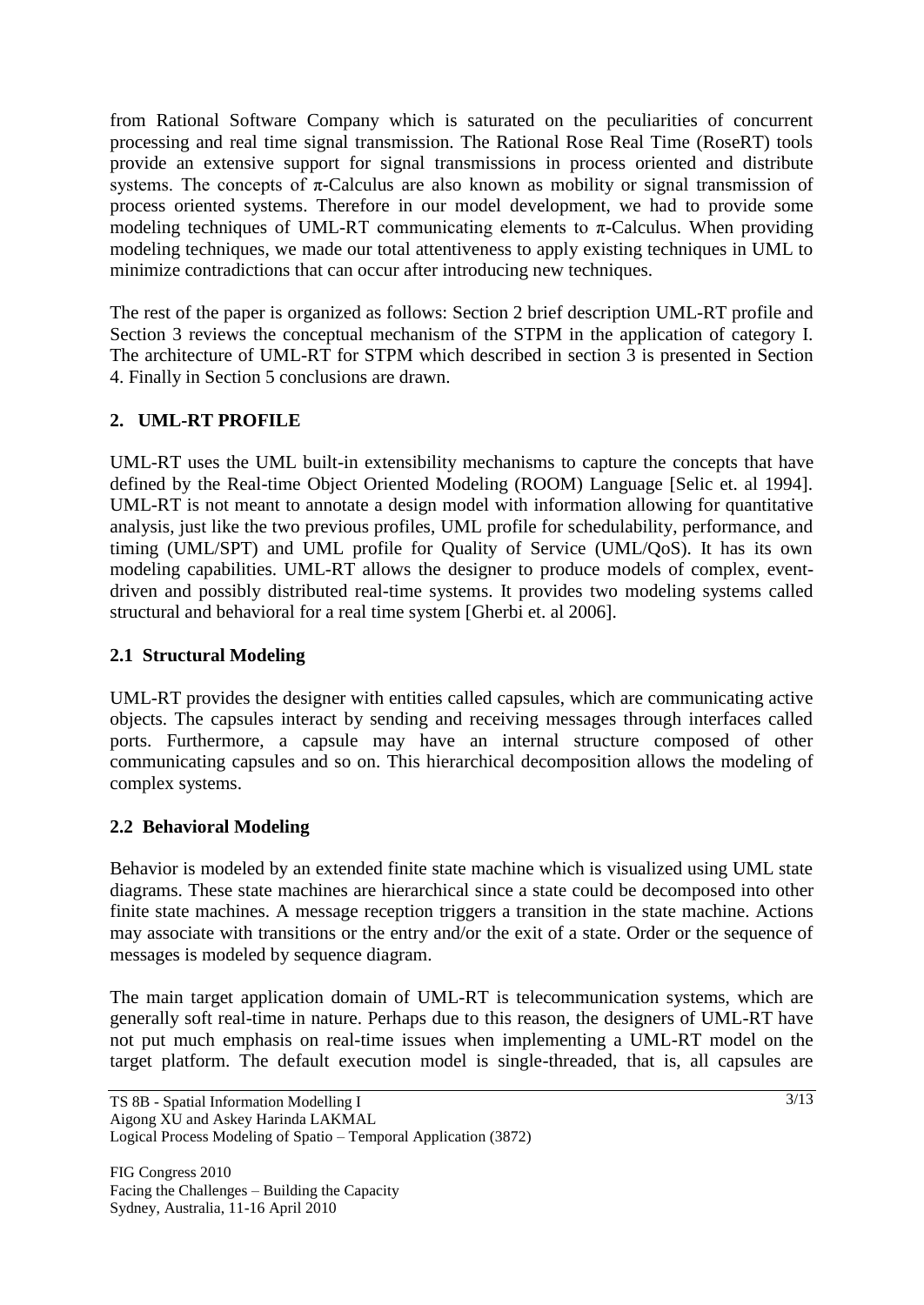from Rational Software Company which is saturated on the peculiarities of concurrent processing and real time signal transmission. The Rational Rose Real Time (RoseRT) tools provide an extensive support for signal transmissions in process oriented and distribute systems. The concepts of π-Calculus are also known as mobility or signal transmission of process oriented systems. Therefore in our model development, we had to provide some modeling techniques of UML-RT communicating elements to π-Calculus. When providing modeling techniques, we made our total attentiveness to apply existing techniques in UML to minimize contradictions that can occur after introducing new techniques.

The rest of the paper is organized as follows: Section 2 brief description UML-RT profile and Section 3 reviews the conceptual mechanism of the STPM in the application of category I. The architecture of UML-RT for STPM which described in section 3 is presented in Section 4. Finally in Section 5 conclusions are drawn.

## 2. UML-RT PROFILE

UML-RT uses the UML built-in extensibility mechanisms to capture the concepts that have defined by the Real-time Object Oriented Modeling (ROOM) Language [Selic et. al 1994]. UML-RT is not meant to annotate a design model with information allowing for quantitative analysis, just like the two previous profiles, UML profile for schedulability, performance, and timing (UML/SPT) and UML profile for Quality of Service (UML/QoS). It has its own modeling capabilities. UML-RT allows the designer to produce models of complex, event-driven and possibly distributed real-time systems. It provides two modeling systems called structural and behavioral for a real time system [Gherbi et. al 2006].

### 2.1 Structural Modeling

UML-RT provides the designer with entities called capsules, which are communicating active objects. The capsules interact by sending and receiving messages through interfaces called ports. Furthermore, a capsule may have an internal structure composed of other communicating capsules and so on. This hierarchical decomposition allows the modeling of complex systems.

### 2.2 Behavioral Modeling

Behavior is modeled by an extended finite state machine which is visualized using UML state diagrams. These state machines are hierarchical since a state could be decomposed into other finite state machines. A message reception triggers a transition in the state machine. Actions may associate with transitions or the entry and/or the exit of a state. Order or the sequence of messages is modeled by sequence diagram.

The main target application domain of UML-RT is telecommunication systems, which are generally soft real-time in nature. Perhaps due to this reason, the designers of UML-RT have not put much emphasis on real-time issues when implementing a UML-RT model on the target platform. The default execution model is single-threaded, that is, all capsules are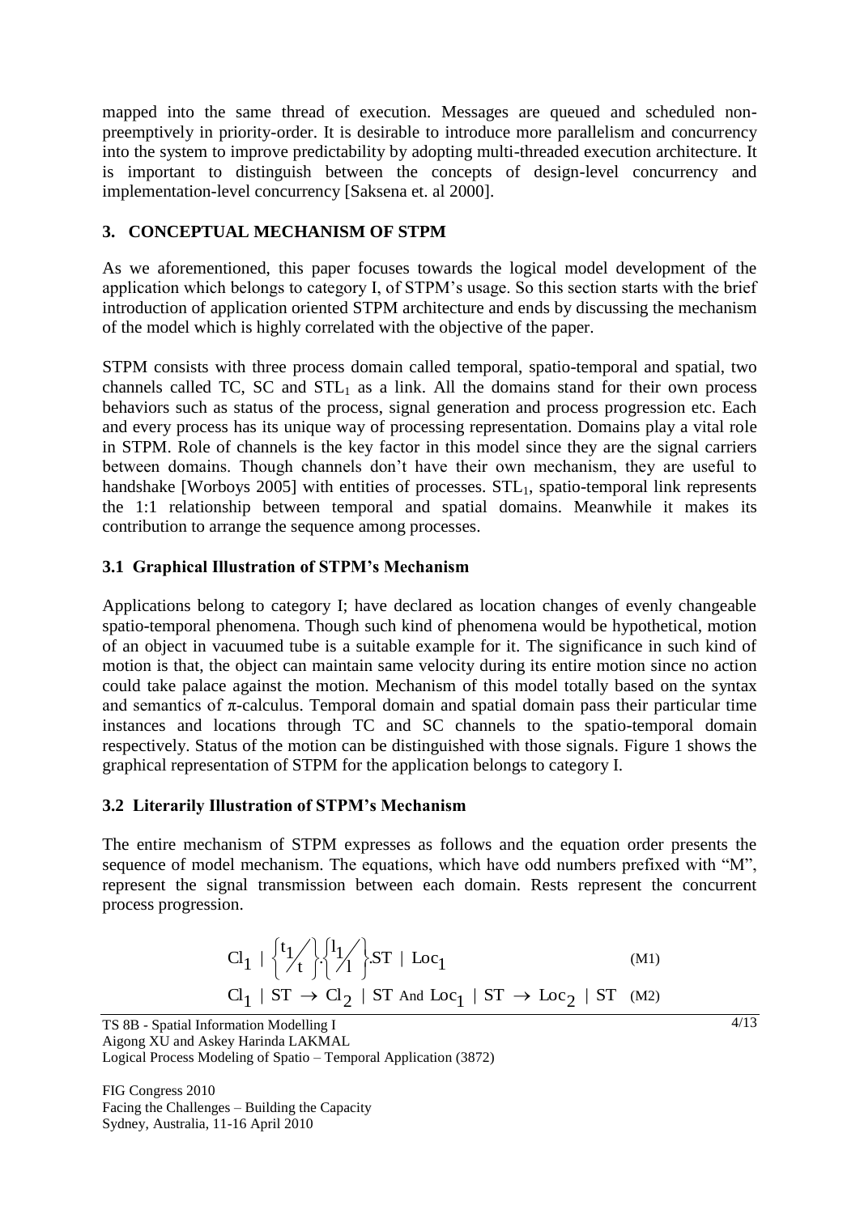mapped into the same thread of execution. Messages are queued and scheduled non-preemptively in priority-order. It is desirable to introduce more parallelism and concurrency into the system to improve predictability by adopting multi-threaded execution architecture. It is important to distinguish between the concepts of design-level concurrency and implementation-level concurrency [Saksena et. al 2000].

## 3. CONCEPTUAL MECHANISM OF STPM

As we aforementioned, this paper focuses towards the logical model development of the application which belongs to category I, of STPM's usage. So this section starts with the brief introduction of application oriented STPM architecture and ends by discussing the mechanism of the model which is highly correlated with the objective of the paper.

STPM consists with three process domain called temporal, spatio-temporal and spatial, two channels called TC, SC and $STL_1$ as a link. All the domains stand for their own process behaviors such as status of the process, signal generation and process progression etc. Each and every process has its unique way of processing representation. Domains play a vital role in STPM. Role of channels is the key factor in this model since they are the signal carriers between domains. Though channels don't have their own mechanism, they are useful to handshake [Worboys 2005] with entities of processes. $STL_1$, spatio-temporal link represents the 1:1 relationship between temporal and spatial domains. Meanwhile it makes its contribution to arrange the sequence among processes.

### 3.1 Graphical Illustration of STPM's Mechanism

Applications belong to category I; have declared as location changes of evenly changeable spatio-temporal phenomena. Though such kind of phenomena would be hypothetical, motion of an object in vacuumed tube is a suitable example for it. The significance in such kind of motion is that, the object can maintain same velocity during its entire motion since no action could take palace against the motion. Mechanism of this model totally based on the syntax and semantics of π-calculus. Temporal domain and spatial domain pass their particular time instances and locations through TC and SC channels to the spatio-temporal domain respectively. Status of the motion can be distinguished with those signals. Figure 1 shows the graphical representation of STPM for the application belongs to category I.

### 3.2 Literarily Illustration of STPM's Mechanism

The entire mechanism of STPM expresses as follows and the equation order presents the sequence of model mechanism. The equations, which have odd numbers prefixed with "M", represent the signal transmission between each domain. Rests represent the concurrent process progression.

$$Cl_1 \mid \left\{ {}^{t_1}\!/_{t} \right\} . \left\{ {}^{l_1}\!/_{l} \right\} . ST \mid Loc_1 \qquad \text{(M1)}$$

$$Cl_1 \mid ST \rightarrow Cl_2 \mid ST \text{ And } Loc_1 \mid ST \rightarrow Loc_2 \mid ST \qquad \text{(M2)}$$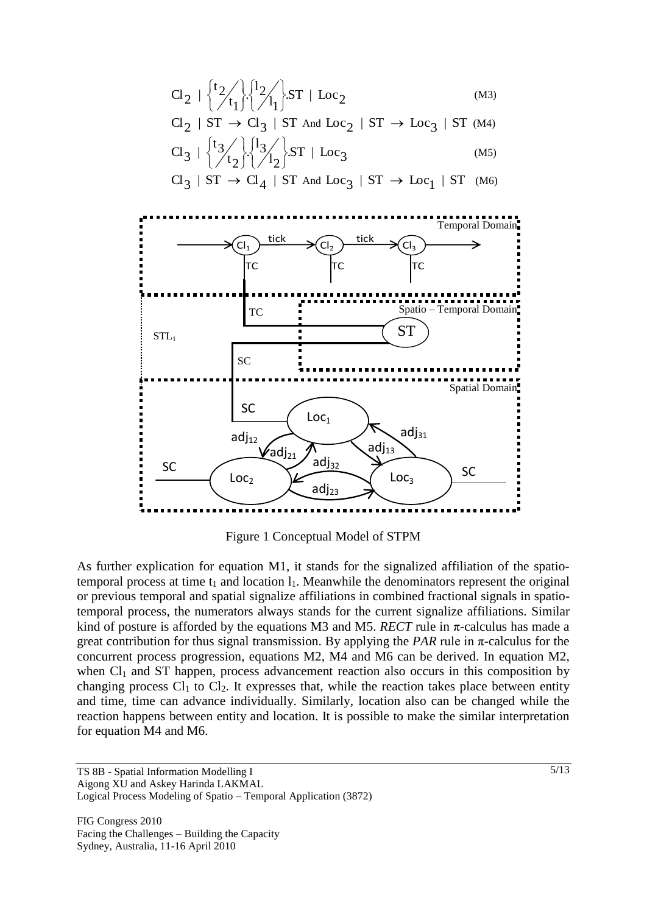$$Cl_2 \mid \left\{ {}^{t_2}\!\!\diagup_{t_1} \right\} \cdot \left\{ {}^{l_2}\!\!\diagup_{l_1} \right\} . ST \mid Loc_2 \tag{M3}$$

$$Cl_2 \mid ST \rightarrow Cl_3 \mid ST \text{ And } Loc_2 \mid ST \rightarrow Loc_3 \mid ST \tag{M4}$$

$$Cl_3 \mid \left\{ {}^{t_3}\!\!\diagup_{t_2} \right\} \cdot \left\{ {}^{l_3}\!\!\diagup_{l_2} \right\} . ST \mid Loc_3 \tag{M5}$$

$$Cl_3 \mid ST \rightarrow Cl_4 \mid ST \text{ And } Loc_3 \mid ST \rightarrow Loc_1 \mid ST \tag{M6}$$

Figure 1 Conceptual Model of STPM

As further explication for equation M1, it stands for the signalized affiliation of the spatio-temporal process at time $t_1$ and location $l_1$. Meanwhile the denominators represent the original or previous temporal and spatial signalize affiliations in combined fractional signals in spatio-temporal process, the numerators always stands for the current signalize affiliations. Similar kind of posture is afforded by the equations M3 and M5. *RECT* rule in π-calculus has made a great contribution for thus signal transmission. By applying the *PAR* rule in π-calculus for the concurrent process progression, equations M2, M4 and M6 can be derived. In equation M2, when $Cl_1$ and ST happen, process advancement reaction also occurs in this composition by changing process $Cl_1$ to $Cl_2$. It expresses that, while the reaction takes place between entity and time, time can advance individually. Similarly, location also can be changed while the reaction happens between entity and location. It is possible to make the similar interpretation for equation M4 and M6.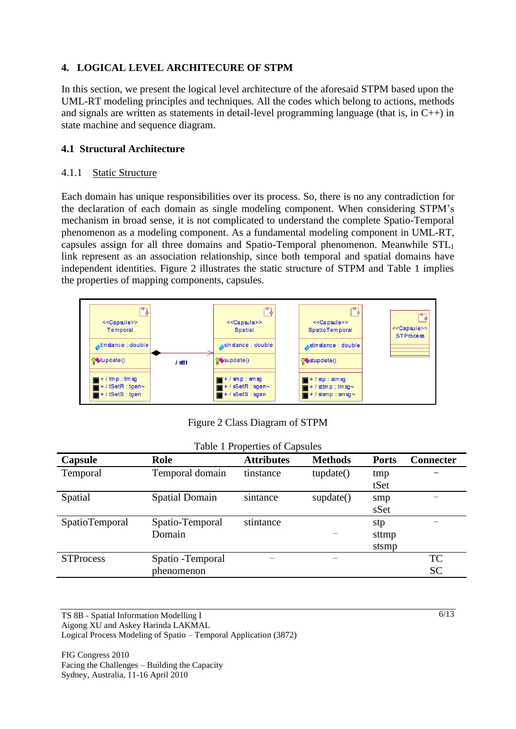## 4. LOGICAL LEVEL ARCHITECURE OF STPM

In this section, we present the logical level architecture of the aforesaid STPM based upon the UML-RT modeling principles and techniques. All the codes which belong to actions, methods and signals are written as statements in detail-level programming language (that is, in C++) in state machine and sequence diagram.

### 4.1 Structural Architecture

#### 4.1.1 Static Structure

Each domain has unique responsibilities over its process. So, there is no any contradiction for the declaration of each domain as single modeling component. When considering STPM's mechanism in broad sense, it is not complicated to understand the complete Spatio-Temporal phenomenon as a modeling component. As a fundamental modeling component in UML-RT, capsules assign for all three domains and Spatio-Temporal phenomenon. Meanwhile $STL_1$ link represent as an association relationship, since both temporal and spatial domains have independent identities. Figure 2 illustrates the static structure of STPM and Table 1 implies the properties of mapping components, capsules.

Figure 2 Class Diagram of STPM

Table 1 Properties of Capsules

| Capsule | Role | Attributes | Methods | Ports | Connecter |
|---|---|---|---|---|---|
| Temporal | Temporal domain | tinstance | tupdate() | tmp<br>tSet | – |
| Spatial | Spatial Domain | sintance | supdate() | smp<br>sSet | – |
| SpatioTemporal | Spatio-Temporal Domain | stintance | – | stp<br>sttmp<br>stsmp | – |
| STProcess | Spatio -Temporal phenomenon | – | – | | TC<br>SC |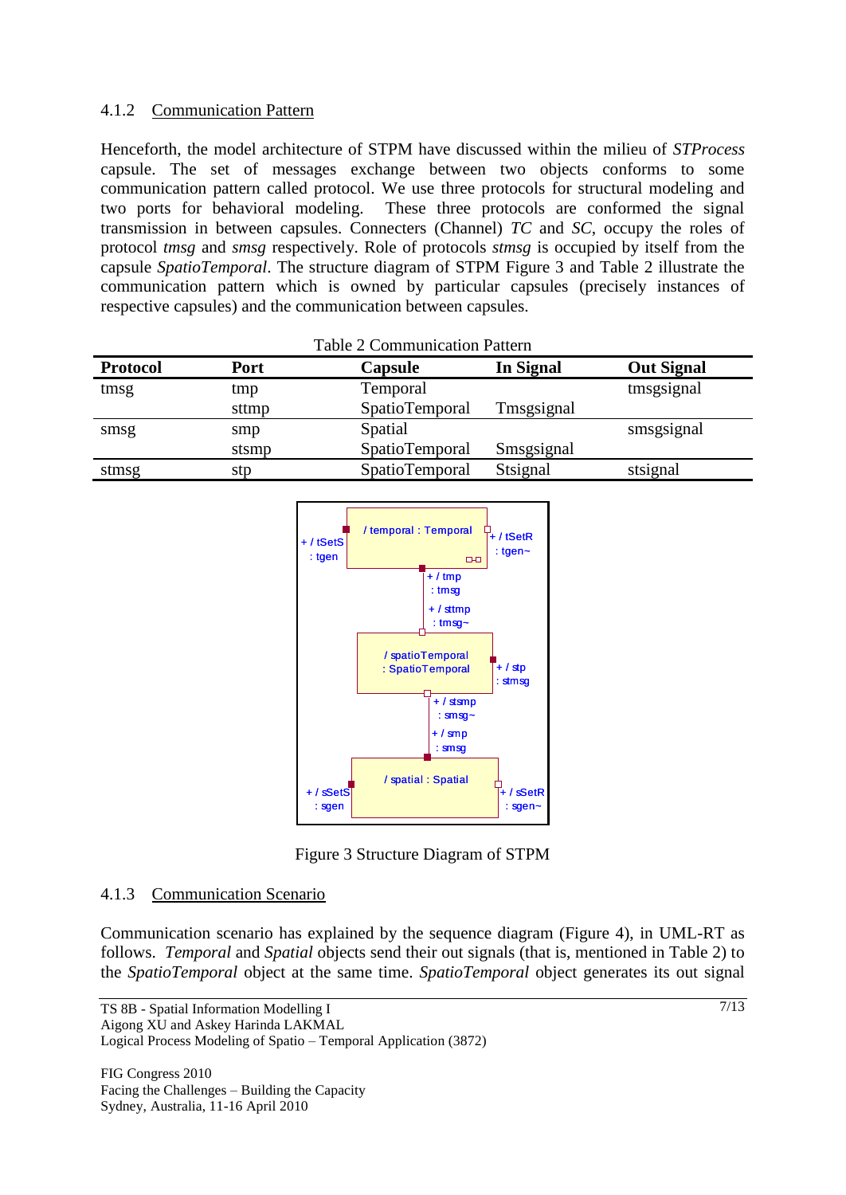### 4.1.2 Communication Pattern

Henceforth, the model architecture of STPM have discussed within the milieu of *STProcess* capsule. The set of messages exchange between two objects conforms to some communication pattern called protocol. We use three protocols for structural modeling and two ports for behavioral modeling. These three protocols are conformed the signal transmission in between capsules. Connecters (Channel) *TC* and *SC*, occupy the roles of protocol *tmsg* and *smsg* respectively. Role of protocols *stmsg* is occupied by itself from the capsule *SpatioTemporal*. The structure diagram of STPM Figure 3 and Table 2 illustrate the communication pattern which is owned by particular capsules (precisely instances of respective capsules) and the communication between capsules.

Table 2 Communication Pattern

| **Protocol** | **Port** | **Capsule** | **In Signal** | **Out Signal** |
|---|---|---|---|---|
| tmsg | tmp | Temporal | | tmsgsignal |
| | sttmp | SpatioTemporal | Tmsgsignal | |
| smsg | smp | Spatial | | smsgsignal |
| | stsmp | SpatioTemporal | Smsgsignal | |
| stmsg | stp | SpatioTemporal | Stsignal | stsignal |

Figure 3 Structure Diagram of STPM

### 4.1.3 Communication Scenario

Communication scenario has explained by the sequence diagram (Figure 4), in UML-RT as follows. *Temporal* and *Spatial* objects send their out signals (that is, mentioned in Table 2) to the *SpatioTemporal* object at the same time. *SpatioTemporal* object generates its out signal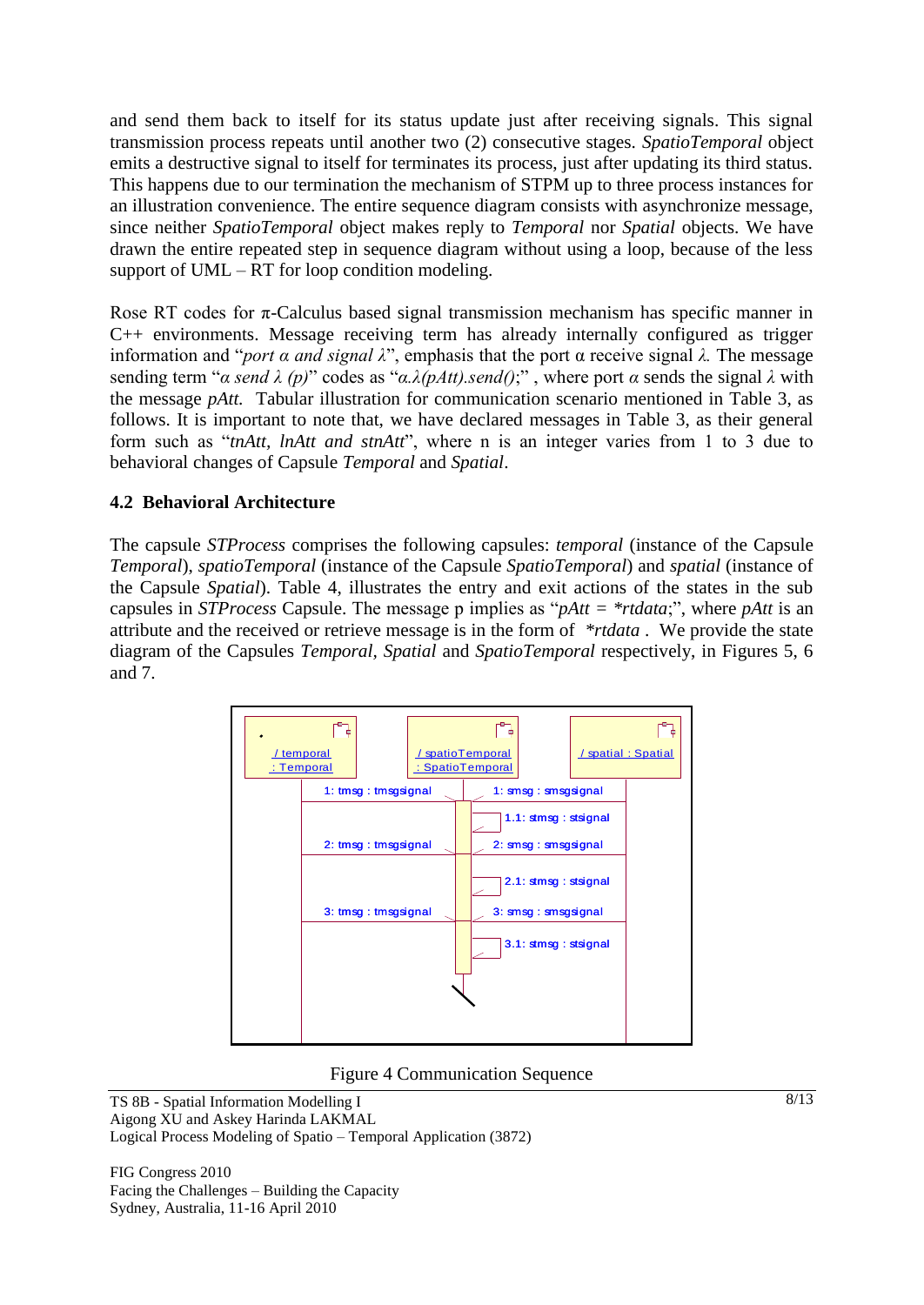and send them back to itself for its status update just after receiving signals. This signal transmission process repeats until another two (2) consecutive stages. *SpatioTemporal* object emits a destructive signal to itself for terminates its process, just after updating its third status. This happens due to our termination the mechanism of STPM up to three process instances for an illustration convenience. The entire sequence diagram consists with asynchronize message, since neither *SpatioTemporal* object makes reply to *Temporal* nor *Spatial* objects. We have drawn the entire repeated step in sequence diagram without using a loop, because of the less support of UML – RT for loop condition modeling.

Rose RT codes for π-Calculus based signal transmission mechanism has specific manner in C++ environments. Message receiving term has already internally configured as trigger information and "*port α and signal λ*", emphasis that the port α receive signal *λ*. The message sending term "*α send λ (p)*" codes as "*α.λ(pAtt).send();*" , where port *α* sends the signal *λ* with the message *pAtt.* Tabular illustration for communication scenario mentioned in Table 3, as follows. It is important to note that, we have declared messages in Table 3, as their general form such as "*tnAtt, lnAtt and stnAtt*", where n is an integer varies from 1 to 3 due to behavioral changes of Capsule *Temporal* and *Spatial*.

### 4.2 Behavioral Architecture

The capsule *STProcess* comprises the following capsules: *temporal* (instance of the Capsule *Temporal*), *spatioTemporal* (instance of the Capsule *SpatioTemporal*) and *spatial* (instance of the Capsule *Spatial*). Table 4, illustrates the entry and exit actions of the states in the sub capsules in *STProcess* Capsule. The message p implies as "*pAtt = *rtdata*;", where *pAtt* is an attribute and the received or retrieve message is in the form of *\*rtdata* . We provide the state diagram of the Capsules *Temporal*, *Spatial* and *SpatioTemporal* respectively, in Figures 5, 6 and 7.

Figure 4 Communication Sequence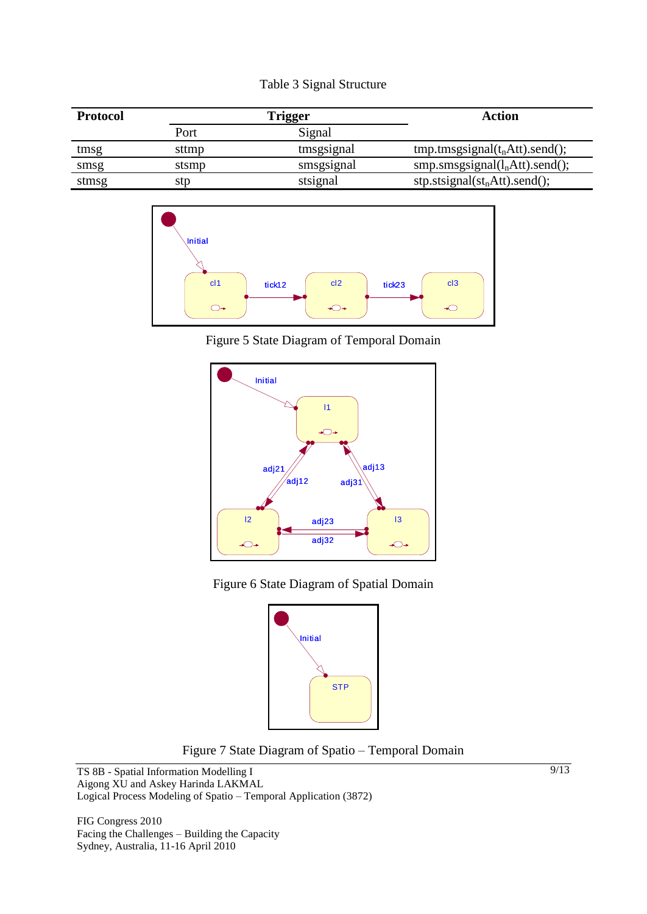Table 3 Signal Structure

| Protocol | Trigger | | Action |
|---|---|---|---|
| | Port | Signal | |
| tmsg | sttmp | tmsgsignal | tmp.tmsgsignal($t_n$Att).send(); |
| smsg | stsmp | smsgsignal | smp.smsgsignal($l_n$Att).send(); |
| stmsg | stp | stsignal | stp.stsignal($st_n$Att).send(); |

Figure 5 State Diagram of Temporal Domain

Figure 6 State Diagram of Spatial Domain

Figure 7 State Diagram of Spatio – Temporal Domain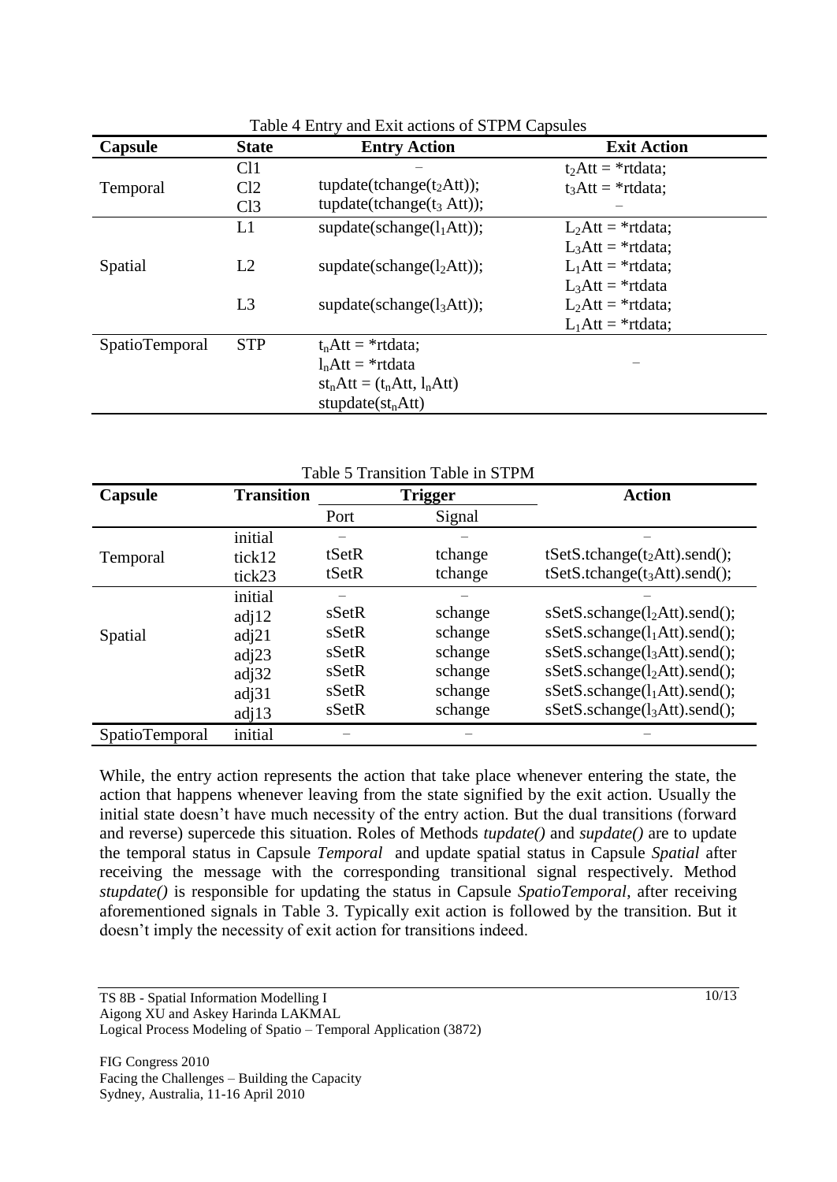Table 4 Entry and Exit actions of STPM Capsules

| Capsule | State | Entry Action | Exit Action |
|---|---|---|---|
| Temporal | Cl1 | – | $t_2$Att = *rtdata; |
| | Cl2 | tupdate(tchange($t_2$Att)); | $t_3$Att = *rtdata; |
| | Cl3 | tupdate(tchange($t_3$ Att)); | – |
| Spatial | L1 | supdate(schange($l_1$Att)); | $L_2$Att = *rtdata; $L_3$Att = *rtdata; |
| | L2 | supdate(schange($l_2$Att)); | $L_1$Att = *rtdata; $L_3$Att = *rtdata |
| | L3 | supdate(schange($l_3$Att)); | $L_2$Att = *rtdata; $L_1$Att = *rtdata; |
| SpatioTemporal | STP | $t_n$Att = *rtdata; $l_n$Att = *rtdata $st_n$Att = ($t_n$Att, $l_n$Att) stupdate($st_n$Att) | – |

Table 5 Transition Table in STPM

| Capsule | Transition | Trigger | | Action |
|---|---|---|---|---|
| | | Port | Signal | |
| Temporal | initial | – | – | – |
| | tick12 | tSetR | tchange | tSetS.tchange($t_2$Att).send(); |
| | tick23 | tSetR | tchange | tSetS.tchange($t_3$Att).send(); |
| Spatial | initial | – | – | – |
| | adj12 | sSetR | schange | sSetS.schange($l_2$Att).send(); |
| | adj21 | sSetR | schange | sSetS.schange($l_1$Att).send(); |
| | adj23 | sSetR | schange | sSetS.schange($l_3$Att).send(); |
| | adj32 | sSetR | schange | sSetS.schange($l_2$Att).send(); |
| | adj31 | sSetR | schange | sSetS.schange($l_1$Att).send(); |
| | adj13 | sSetR | schange | sSetS.schange($l_3$Att).send(); |
| SpatioTemporal | initial | – | – | – |

While, the entry action represents the action that take place whenever entering the state, the action that happens whenever leaving from the state signified by the exit action. Usually the initial state doesn't have much necessity of the entry action. But the dual transitions (forward and reverse) supercede this situation. Roles of Methods *tupdate()* and *supdate()* are to update the temporal status in Capsule *Temporal* and update spatial status in Capsule *Spatial* after receiving the message with the corresponding transitional signal respectively. Method *stupdate()* is responsible for updating the status in Capsule *SpatioTemporal*, after receiving aforementioned signals in Table 3. Typically exit action is followed by the transition. But it doesn't imply the necessity of exit action for transitions indeed.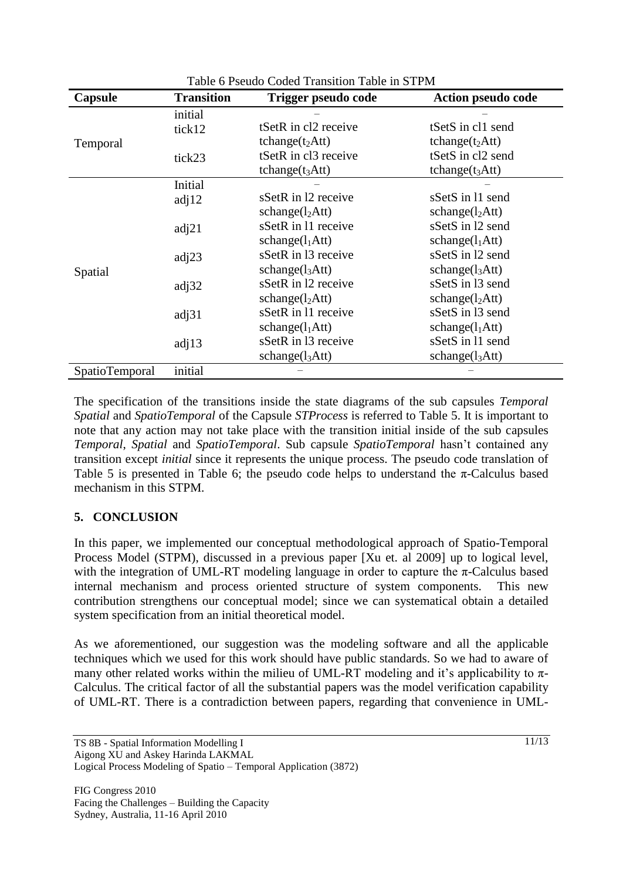Table 6 Pseudo Coded Transition Table in STPM

| Capsule | Transition | Trigger pseudo code | Action pseudo code |
|---|---|---|---|
| Temporal | initial | – | – |
| | tick12 | tSetR in cl2 receive $\text{tchange}(t_2\text{Att})$ | tSetS in cl1 send $\text{tchange}(t_2\text{Att})$ |
| | tick23 | tSetR in cl3 receive $\text{tchange}(t_3\text{Att})$ | tSetS in cl2 send $\text{tchange}(t_3\text{Att})$ |
| Spatial | Initial | – | – |
| | adj12 | sSetR in l2 receive $\text{schange}(l_2\text{Att})$ | sSetS in l1 send $\text{schange}(l_2\text{Att})$ |
| | adj21 | sSetR in l1 receive $\text{schange}(l_1\text{Att})$ | sSetS in l2 send $\text{schange}(l_1\text{Att})$ |
| | adj23 | sSetR in l3 receive $\text{schange}(l_3\text{Att})$ | sSetS in l2 send $\text{schange}(l_3\text{Att})$ |
| | adj32 | sSetR in l2 receive $\text{schange}(l_2\text{Att})$ | sSetS in l3 send $\text{schange}(l_2\text{Att})$ |
| | adj31 | sSetR in l1 receive $\text{schange}(l_1\text{Att})$ | sSetS in l3 send $\text{schange}(l_1\text{Att})$ |
| | adj13 | sSetR in l3 receive $\text{schange}(l_3\text{Att})$ | sSetS in l1 send $\text{schange}(l_3\text{Att})$ |
| SpatioTemporal | initial | – | – |

The specification of the transitions inside the state diagrams of the sub capsules *Temporal Spatial* and *SpatioTemporal* of the Capsule *STProcess* is referred to Table 5. It is important to note that any action may not take place with the transition initial inside of the sub capsules *Temporal*, *Spatial* and *SpatioTemporal*. Sub capsule *SpatioTemporal* hasn't contained any transition except *initial* since it represents the unique process. The pseudo code translation of Table 5 is presented in Table 6; the pseudo code helps to understand the π-Calculus based mechanism in this STPM.

## 5. CONCLUSION

In this paper, we implemented our conceptual methodological approach of Spatio-Temporal Process Model (STPM), discussed in a previous paper [Xu et. al 2009] up to logical level, with the integration of UML-RT modeling language in order to capture the π-Calculus based internal mechanism and process oriented structure of system components. This new contribution strengthens our conceptual model; since we can systematical obtain a detailed system specification from an initial theoretical model.

As we aforementioned, our suggestion was the modeling software and all the applicable techniques which we used for this work should have public standards. So we had to aware of many other related works within the milieu of UML-RT modeling and it's applicability to π-Calculus. The critical factor of all the substantial papers was the model verification capability of UML-RT. There is a contradiction between papers, regarding that convenience in UML-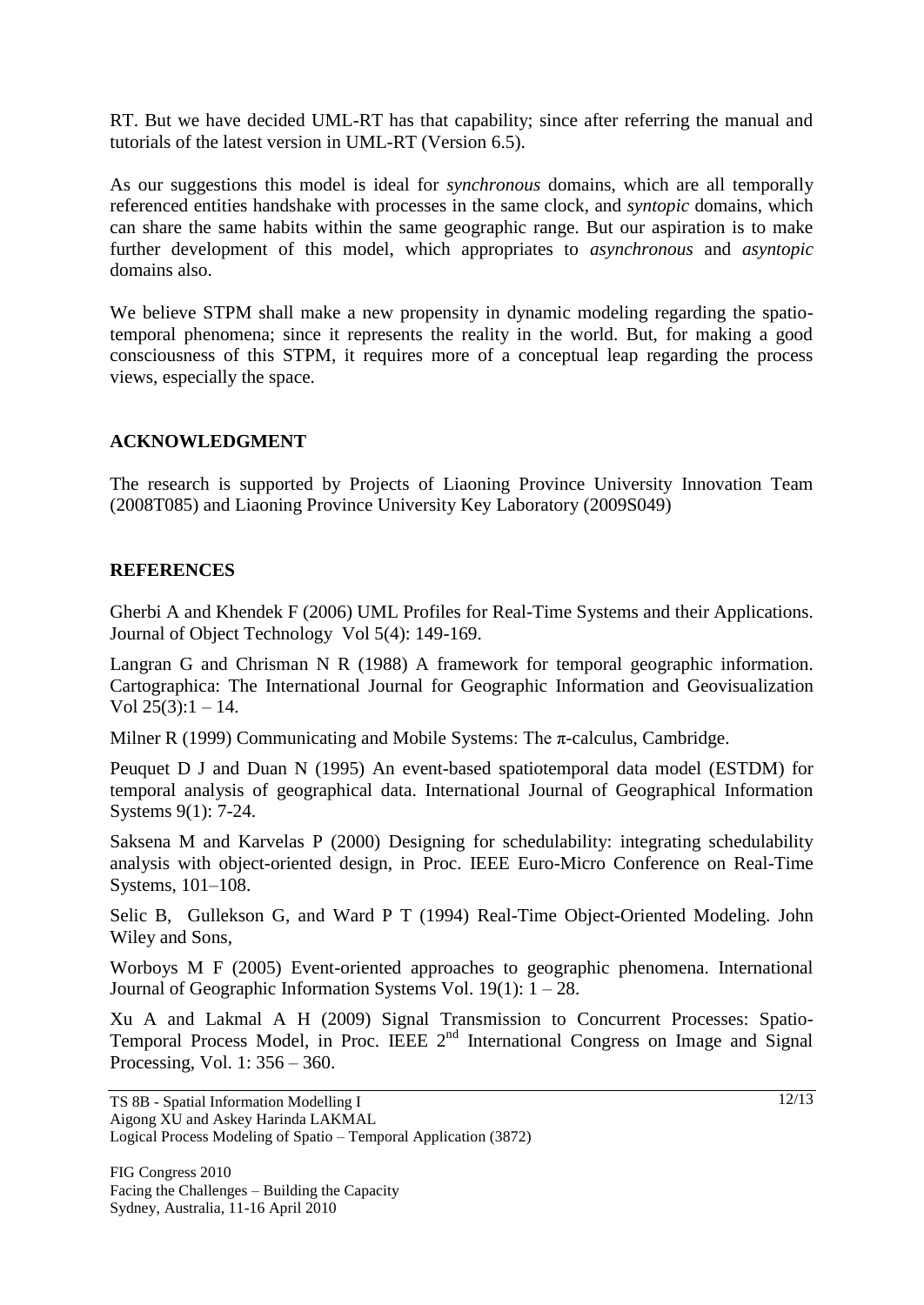RT. But we have decided UML-RT has that capability; since after referring the manual and tutorials of the latest version in UML-RT (Version 6.5).

As our suggestions this model is ideal for *synchronous* domains, which are all temporally referenced entities handshake with processes in the same clock, and *syntopic* domains, which can share the same habits within the same geographic range. But our aspiration is to make further development of this model, which appropriates to *asynchronous* and *asyntopic* domains also.

We believe STPM shall make a new propensity in dynamic modeling regarding the spatio-temporal phenomena; since it represents the reality in the world. But, for making a good consciousness of this STPM, it requires more of a conceptual leap regarding the process views, especially the space.

## ACKNOWLEDGMENT

The research is supported by Projects of Liaoning Province University Innovation Team (2008T085) and Liaoning Province University Key Laboratory (2009S049)

## REFERENCES

Gherbi A and Khendek F (2006) UML Profiles for Real-Time Systems and their Applications. Journal of Object Technology Vol 5(4): 149-169.

Langran G and Chrisman N R (1988) A framework for temporal geographic information. Cartographica: The International Journal for Geographic Information and Geovisualization Vol 25(3):1 – 14.

Milner R (1999) Communicating and Mobile Systems: The π-calculus, Cambridge.

Peuquet D J and Duan N (1995) An event-based spatiotemporal data model (ESTDM) for temporal analysis of geographical data. International Journal of Geographical Information Systems 9(1): 7-24.

Saksena M and Karvelas P (2000) Designing for schedulability: integrating schedulability analysis with object-oriented design, in Proc. IEEE Euro-Micro Conference on Real-Time Systems, 101–108.

Selic B, Gullekson G, and Ward P T (1994) Real-Time Object-Oriented Modeling. John Wiley and Sons,

Worboys M F (2005) Event-oriented approaches to geographic phenomena. International Journal of Geographic Information Systems Vol. 19(1): 1 – 28.

Xu A and Lakmal A H (2009) Signal Transmission to Concurrent Processes: Spatio-Temporal Process Model, in Proc. IEEE 2nd International Congress on Image and Signal Processing, Vol. 1: 356 – 360.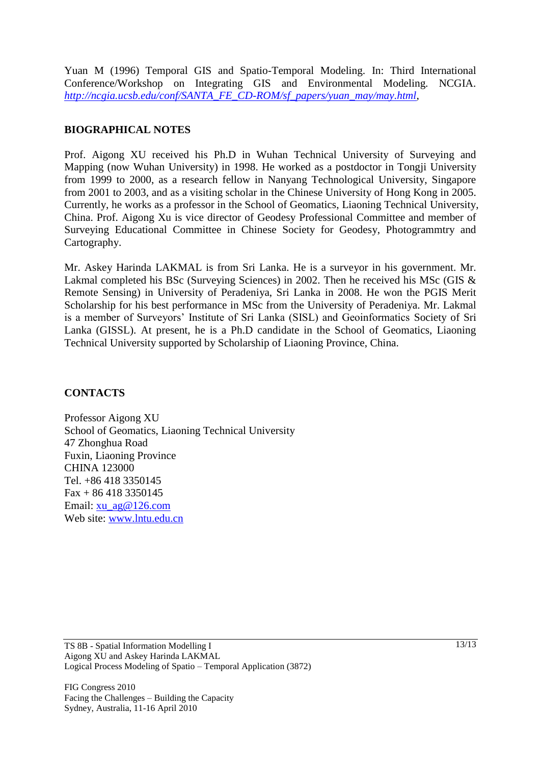Yuan M (1996) Temporal GIS and Spatio-Temporal Modeling. In: Third International Conference/Workshop on Integrating GIS and Environmental Modeling. NCGIA. *http://ncgia.ucsb.edu/conf/SANTA_FE_CD-ROM/sf_papers/yuan_may/may.html*,

## BIOGRAPHICAL NOTES

Prof. Aigong XU received his Ph.D in Wuhan Technical University of Surveying and Mapping (now Wuhan University) in 1998. He worked as a postdoctor in Tongji University from 1999 to 2000, as a research fellow in Nanyang Technological University, Singapore from 2001 to 2003, and as a visiting scholar in the Chinese University of Hong Kong in 2005. Currently, he works as a professor in the School of Geomatics, Liaoning Technical University, China. Prof. Aigong Xu is vice director of Geodesy Professional Committee and member of Surveying Educational Committee in Chinese Society for Geodesy, Photogrammtry and Cartography.

Mr. Askey Harinda LAKMAL is from Sri Lanka. He is a surveyor in his government. Mr. Lakmal completed his BSc (Surveying Sciences) in 2002. Then he received his MSc (GIS & Remote Sensing) in University of Peradeniya, Sri Lanka in 2008. He won the PGIS Merit Scholarship for his best performance in MSc from the University of Peradeniya. Mr. Lakmal is a member of Surveyors' Institute of Sri Lanka (SISL) and Geoinformatics Society of Sri Lanka (GISSL). At present, he is a Ph.D candidate in the School of Geomatics, Liaoning Technical University supported by Scholarship of Liaoning Province, China.

## CONTACTS

Professor Aigong XU  
School of Geomatics, Liaoning Technical University  
47 Zhonghua Road  
Fuxin, Liaoning Province  
CHINA 123000  
Tel. +86 418 3350145  
Fax + 86 418 3350145  
Email: xu_ag@126.com  
Web site: www.lntu.edu.cn